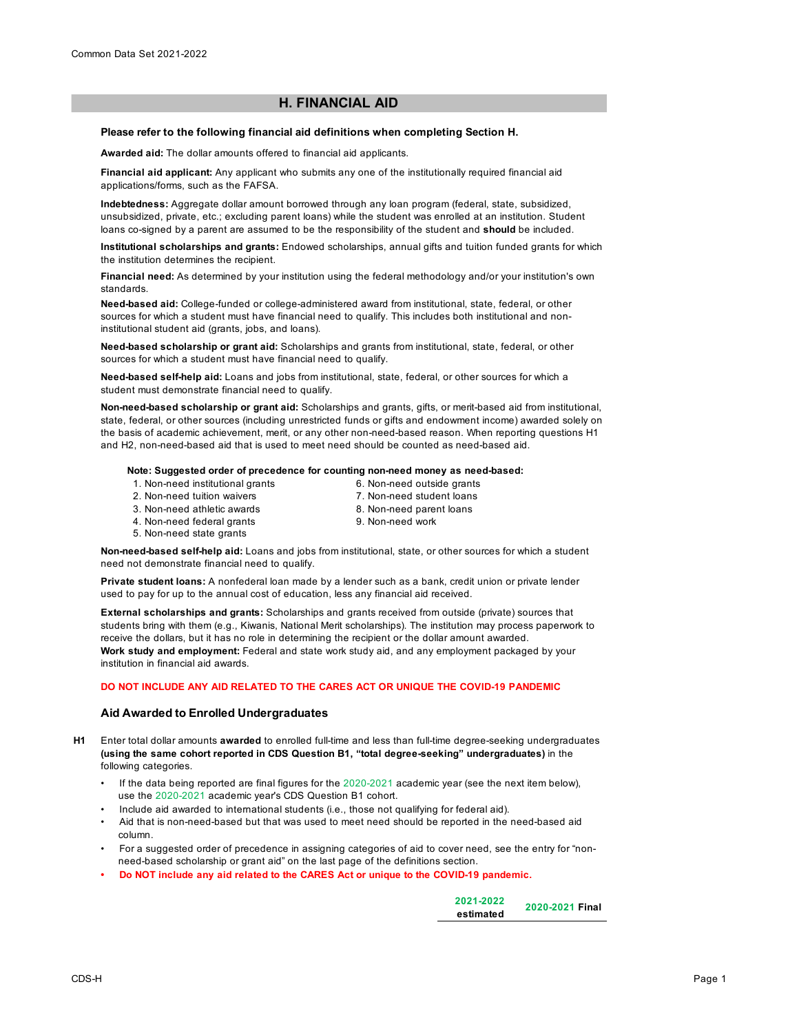## H. FINANCIAL AID

**Please refer to the following financial aid definitions when completing Section H.**

**Awarded aid:** The dollar amounts offered to financial aid applicants.

**Financial aid applicant:** Any applicant who submits any one of the institutionally required financial aid applications/forms, such as the FAFSA.

**Indebtedness:** Aggregate dollar amount borrowed through any loan program (federal, state, subsidized, unsubsidized, private, etc.; excluding parent loans) while the student was enrolled at an institution. Student loans co-signed by a parent are assumed to be the responsibility of the student and **should** be included.

**Institutional scholarships and grants:** Endowed scholarships, annual gifts and tuition funded grants for which the institution determines the recipient.

**Financial need:** As determined by your institution using the federal methodology and/or your institution's own standards.

**Need-based aid:** College-funded or college-administered award from institutional, state, federal, or other sources for which a student must have financial need to qualify. This includes both institutional and non-institutional student aid (grants, jobs, and loans).

**Need-based scholarship or grant aid:** Scholarships and grants from institutional, state, federal, or other sources for which a student must have financial need to qualify.

**Need-based self-help aid:** Loans and jobs from institutional, state, federal, or other sources for which a student must demonstrate financial need to qualify.

**Non-need-based scholarship or grant aid:** Scholarships and grants, gifts, or merit-based aid from institutional, state, federal, or other sources (including unrestricted funds or gifts and endowment income) awarded solely on the basis of academic achievement, merit, or any other non-need-based reason. When reporting questions H1 and H2, non-need-based aid that is used to meet need should be counted as need-based aid.

**Note: Suggested order of precedence for counting non-need money as need-based:**

1. Non-need institutional grants
2. Non-need tuition waivers
3. Non-need athletic awards
4. Non-need federal grants
5. Non-need state grants
6. Non-need outside grants
7. Non-need student loans
8. Non-need parent loans
9. Non-need work

**Non-need-based self-help aid:** Loans and jobs from institutional, state, or other sources for which a student need not demonstrate financial need to qualify.

**Private student loans:** A nonfederal loan made by a lender such as a bank, credit union or private lender used to pay for up to the annual cost of education, less any financial aid received.

**External scholarships and grants:** Scholarships and grants received from outside (private) sources that students bring with them (e.g., Kiwanis, National Merit scholarships). The institution may process paperwork to receive the dollars, but it has no role in determining the recipient or the dollar amount awarded.

**Work study and employment:** Federal and state work study aid, and any employment packaged by your institution in financial aid awards.

**DO NOT INCLUDE ANY AID RELATED TO THE CARES ACT OR UNIQUE THE COVID-19 PANDEMIC**

### Aid Awarded to Enrolled Undergraduates

**H1** Enter total dollar amounts **awarded** to enrolled full-time and less than full-time degree-seeking undergraduates **(using the same cohort reported in CDS Question B1, "total degree-seeking" undergraduates)** in the following categories.

- If the data being reported are final figures for the 2020-2021 academic year (see the next item below), use the 2020-2021 academic year's CDS Question B1 cohort.
- Include aid awarded to international students (i.e., those not qualifying for federal aid).
- Aid that is non-need-based but that was used to meet need should be reported in the need-based aid column.
- For a suggested order of precedence in assigning categories of aid to cover need, see the entry for "non-need-based scholarship or grant aid" on the last page of the definitions section.
- **Do NOT include any aid related to the CARES Act or unique to the COVID-19 pandemic.**

| 2021-2022 estimated | 2020-2021 Final |
|---|---|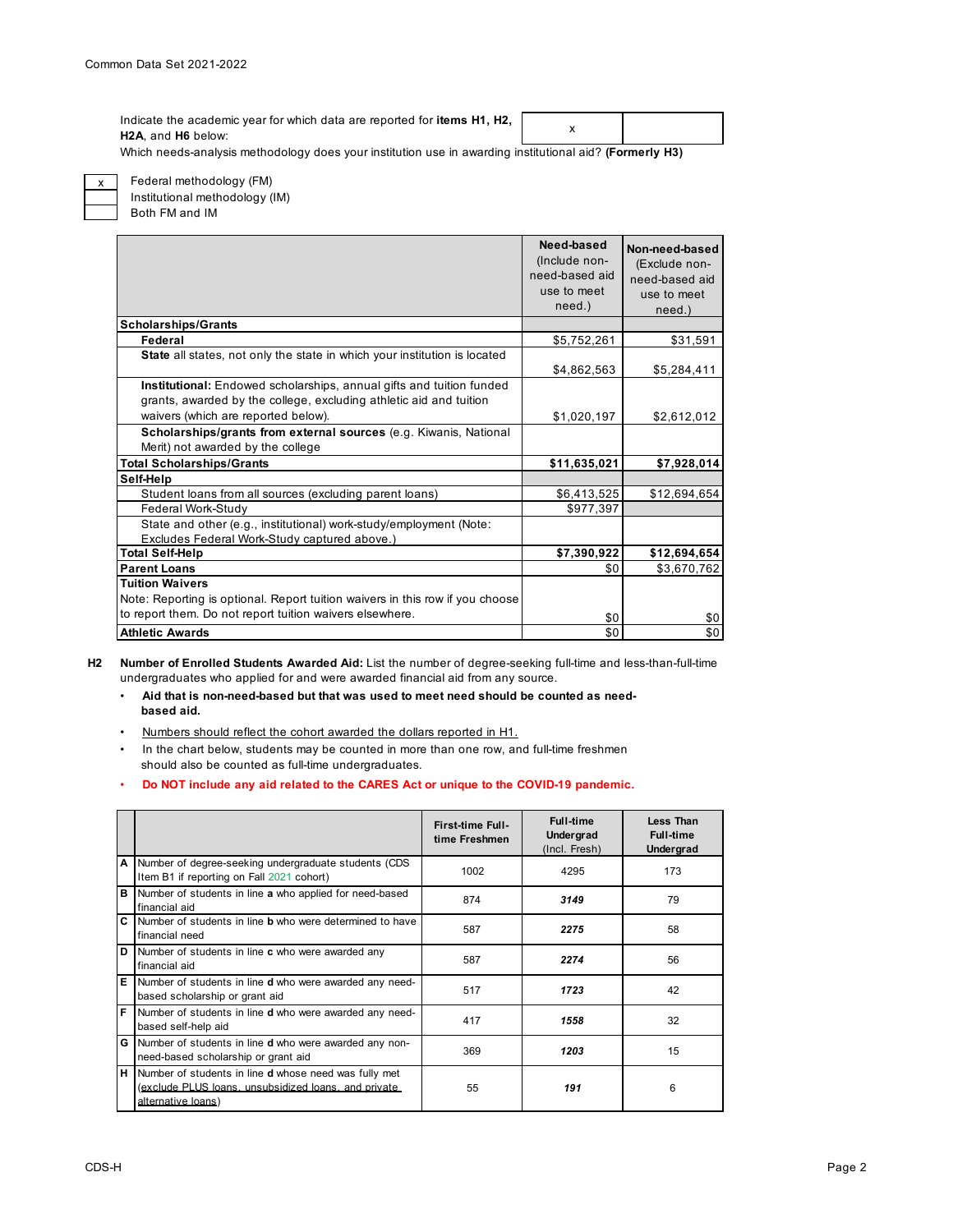Indicate the academic year for which data are reported for **items H1, H2, H2A**, and **H6** below:

| x | |
|---|---|

Which needs-analysis methodology does your institution use in awarding institutional aid? **(Formerly H3)**

| | |
|---|---|
| x | Federal methodology (FM) |
| | Institutional methodology (IM) |
| | Both FM and IM |

| | **Need-based** (Include non-need-based aid use to meet need.) | **Non-need-based** (Exclude non-need-based aid use to meet need.) |
|---|---|---|
| **Scholarships/Grants** | | |
| **Federal** | $5,752,261 | $31,591 |
| **State** all states, not only the state in which your institution is located | $4,862,563 | $5,284,411 |
| **Institutional:** Endowed scholarships, annual gifts and tuition funded grants, awarded by the college, excluding athletic aid and tuition waivers (which are reported below). | $1,020,197 | $2,612,012 |
| **Scholarships/grants from external sources** (e.g. Kiwanis, National Merit) not awarded by the college | | |
| **Total Scholarships/Grants** | **$11,635,021** | **$7,928,014** |
| **Self-Help** | | |
| Student loans from all sources (excluding parent loans) | $6,413,525 | $12,694,654 |
| Federal Work-Study | $977,397 | |
| State and other (e.g., institutional) work-study/employment (Note: Excludes Federal Work-Study captured above.) | | |
| **Total Self-Help** | **$7,390,922** | **$12,694,654** |
| **Parent Loans** | $0 | $3,670,762 |
| **Tuition Waivers** Note: Reporting is optional. Report tuition waivers in this row if you choose to report them. Do not report tuition waivers elsewhere. | $0 | $0 |
| **Athletic Awards** | $0 | $0 |

**H2** **Number of Enrolled Students Awarded Aid:** List the number of degree-seeking full-time and less-than-full-time undergraduates who applied for and were awarded financial aid from any source.

- **Aid that is non-need-based but that was used to meet need should be counted as need-based aid.**
- Numbers should reflect the cohort awarded the dollars reported in H1.
- In the chart below, students may be counted in more than one row, and full-time freshmen should also be counted as full-time undergraduates.
- **Do NOT include any aid related to the CARES Act or unique to the COVID-19 pandemic.**

| | | **First-time Full-time Freshmen** | **Full-time Undergrad** (Incl. Fresh) | **Less Than Full-time Undergrad** |
|---|---|---|---|---|
| **A** | Number of degree-seeking undergraduate students (CDS Item B1 if reporting on Fall 2021 cohort) | 1002 | 4295 | 173 |
| **B** | Number of students in line **a** who applied for need-based financial aid | 874 | ***3149*** | 79 |
| **C** | Number of students in line **b** who were determined to have financial need | 587 | ***2275*** | 58 |
| **D** | Number of students in line **c** who were awarded any financial aid | 587 | ***2274*** | 56 |
| **E** | Number of students in line **d** who were awarded any need-based scholarship or grant aid | 517 | ***1723*** | 42 |
| **F** | Number of students in line **d** who were awarded any need-based self-help aid | 417 | ***1558*** | 32 |
| **G** | Number of students in line **d** who were awarded any non-need-based scholarship or grant aid | 369 | ***1203*** | 15 |
| **H** | Number of students in line **d** whose need was fully met (exclude PLUS loans, unsubsidized loans, and private alternative loans) | 55 | ***191*** | 6 |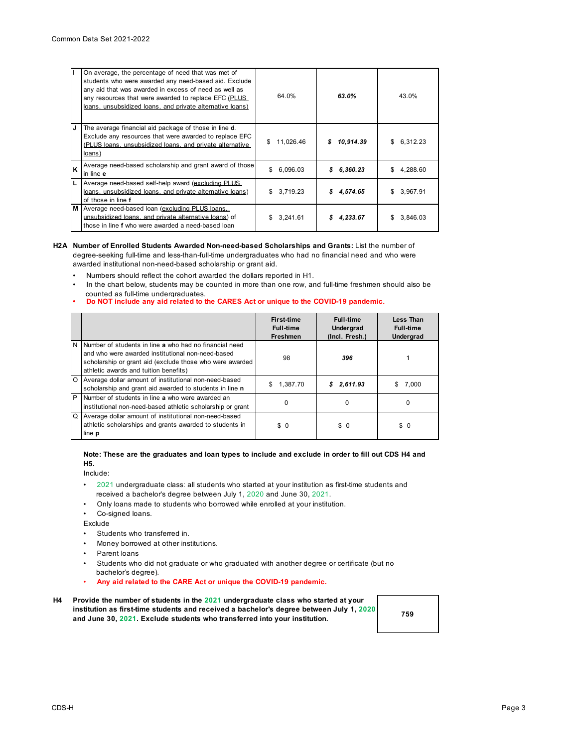| | | | | |
|---|---|---|---|---|
| I | On average, the percentage of need that was met of students who were awarded any need-based aid. Exclude any aid that was awarded in excess of need as well as any resources that were awarded to replace EFC (PLUS loans, unsubsidized loans, and private alternative loans) | 64.0% | ***63.0%*** | 43.0% |
| J | The average financial aid package of those in line **d**. Exclude any resources that were awarded to replace EFC (PLUS loans, unsubsidized loans, and private alternative loans) | $ 11,026.46 | ***$ 10,914.39*** | $ 6,312.23 |
| K | Average need-based scholarship and grant award of those in line **e** | $ 6,096.03 | ***$ 6,360.23*** | $ 4,288.60 |
| L | Average need-based self-help award (excluding PLUS loans, unsubsidized loans, and private alternative loans) of those in line **f** | $ 3,719.23 | ***$ 4,574.65*** | $ 3,967.91 |
| M | Average need-based loan (excluding PLUS loans, unsubsidized loans, and private alternative loans) of those in line **f** who were awarded a need-based loan | $ 3,241.61 | ***$ 4,233.67*** | $ 3,846.03 |

**H2A Number of Enrolled Students Awarded Non-need-based Scholarships and Grants:** List the number of degree-seeking full-time and less-than-full-time undergraduates who had no financial need and who were awarded institutional non-need-based scholarship or grant aid.

- Numbers should reflect the cohort awarded the dollars reported in H1.
- In the chart below, students may be counted in more than one row, and full-time freshmen should also be counted as full-time undergraduates.
- **Do NOT include any aid related to the CARES Act or unique to the COVID-19 pandemic.**

| | | First-time Full-time Freshmen | Full-time Undergrad (Incl. Fresh.) | Less Than Full-time Undergrad |
|---|---|---|---|---|
| N | Number of students in line **a** who had no financial need and who were awarded institutional non-need-based scholarship or grant aid (exclude those who were awarded athletic awards and tuition benefits) | 98 | ***396*** | 1 |
| O | Average dollar amount of institutional non-need-based scholarship and grant aid awarded to students in line **n** | $ 1,387.70 | ***$ 2,611.93*** | $ 7,000 |
| P | Number of students in line **a** who were awarded an institutional non-need-based athletic scholarship or grant | 0 | 0 | 0 |
| Q | Average dollar amount of institutional non-need-based athletic scholarships and grants awarded to students in line **p** | $ 0 | $ 0 | $ 0 |

**Note: These are the graduates and loan types to include and exclude in order to fill out CDS H4 and H5.**

Include:

- 2021 undergraduate class: all students who started at your institution as first-time students and received a bachelor's degree between July 1, 2020 and June 30, 2021.
- Only loans made to students who borrowed while enrolled at your institution.
- Co-signed loans.

Exclude

- Students who transferred in.
- Money borrowed at other institutions.
- Parent loans
- Students who did not graduate or who graduated with another degree or certificate (but no bachelor's degree).
- **Any aid related to the CARE Act or unique the COVID-19 pandemic.**

| | | |
|---|---|---|
| H4 | **Provide the number of students in the 2021 undergraduate class who started at your institution as first-time students and received a bachelor's degree between July 1, 2020 and June 30, 2021. Exclude students who transferred into your institution.** | **759** |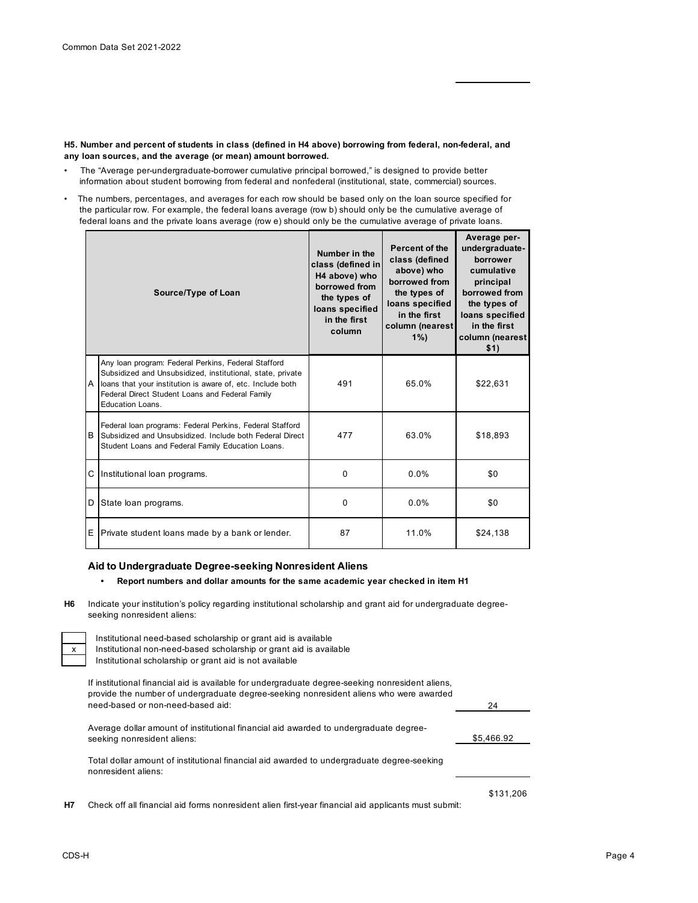**H5. Number and percent of students in class (defined in H4 above) borrowing from federal, non-federal, and any loan sources, and the average (or mean) amount borrowed.**

- The "Average per-undergraduate-borrower cumulative principal borrowed," is designed to provide better information about student borrowing from federal and nonfederal (institutional, state, commercial) sources.
- The numbers, percentages, and averages for each row should be based only on the loan source specified for the particular row. For example, the federal loans average (row b) should only be the cumulative average of federal loans and the private loans average (row e) should only be the cumulative average of private loans.

| | Source/Type of Loan | Number in the class (defined in H4 above) who borrowed from the types of loans specified in the first column | Percent of the class (defined above) who borrowed from the types of loans specified in the first column (nearest 1%) | Average per-undergraduate-borrower cumulative principal borrowed from the types of loans specified in the first column (nearest $1) |
|---|---|---|---|---|
| A | Any loan program: Federal Perkins, Federal Stafford Subsidized and Unsubsidized, institutional, state, private loans that your institution is aware of, etc. Include both Federal Direct Student Loans and Federal Family Education Loans. | 491 | 65.0% | $22,631 |
| B | Federal loan programs: Federal Perkins, Federal Stafford Subsidized and Unsubsidized. Include both Federal Direct Student Loans and Federal Family Education Loans. | 477 | 63.0% | $18,893 |
| C | Institutional loan programs. | 0 | 0.0% | $0 |
| D | State loan programs. | 0 | 0.0% | $0 |
| E | Private student loans made by a bank or lender. | 87 | 11.0% | $24,138 |

### Aid to Undergraduate Degree-seeking Nonresident Aliens

- **Report numbers and dollar amounts for the same academic year checked in item H1**

**H6** Indicate your institution's policy regarding institutional scholarship and grant aid for undergraduate degree-seeking nonresident aliens:

| | |
|---|---|
| | Institutional need-based scholarship or grant aid is available |
| x | Institutional non-need-based scholarship or grant aid is available |
| | Institutional scholarship or grant aid is not available |

If institutional financial aid is available for undergraduate degree-seeking nonresident aliens, provide the number of undergraduate degree-seeking nonresident aliens who were awarded need-based or non-need-based aid: 24

Average dollar amount of institutional financial aid awarded to undergraduate degree-seeking nonresident aliens: $5,466.92

Total dollar amount of institutional financial aid awarded to undergraduate degree-seeking nonresident aliens: $131,206

**H7** Check off all financial aid forms nonresident alien first-year financial aid applicants must submit: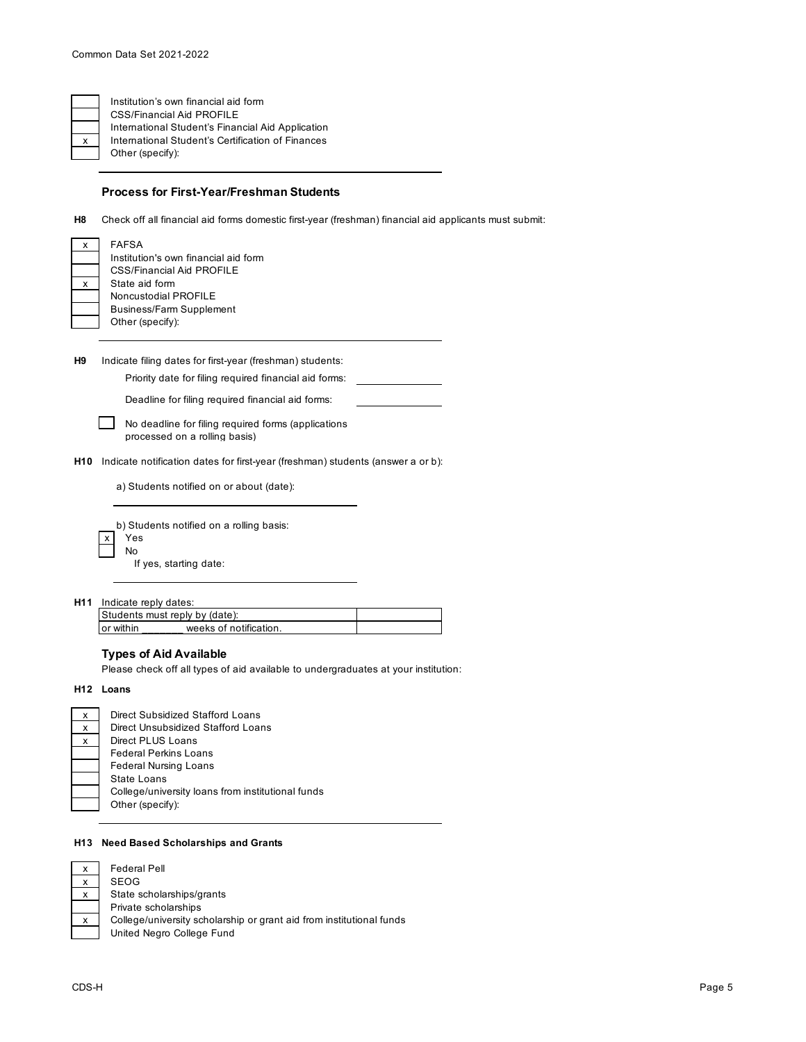| | |
|---|---|
| | Institution's own financial aid form |
| | CSS/Financial Aid PROFILE |
| | International Student's Financial Aid Application |
| x | International Student's Certification of Finances |
| | Other (specify): |

### Process for First-Year/Freshman Students

**H8** Check off all financial aid forms domestic first-year (freshman) financial aid applicants must submit:

| | |
|---|---|
| x | FAFSA |
| | Institution's own financial aid form |
| | CSS/Financial Aid PROFILE |
| x | State aid form |
| | Noncustodial PROFILE |
| | Business/Farm Supplement |
| | Other (specify): |

**H9** Indicate filing dates for first-year (freshman) students:

Priority date for filing required financial aid forms: \_\_\_\_\_\_\_\_\_\_

Deadline for filing required financial aid forms: \_\_\_\_\_\_\_\_\_\_

[ ] No deadline for filing required forms (applications processed on a rolling basis)

**H10** Indicate notification dates for first-year (freshman) students (answer a or b):

a) Students notified on or about (date):

b) Students notified on a rolling basis:

| | |
|---|---|
| x | Yes |
| | No |

If yes, starting date:

**H11** Indicate reply dates:

| | |
|---|---|
| Students must reply by (date): | |
| or within _______ weeks of notification. | |

### Types of Aid Available

Please check off all types of aid available to undergraduates at your institution:

**H12 Loans**

| | |
|---|---|
| x | Direct Subsidized Stafford Loans |
| x | Direct Unsubsidized Stafford Loans |
| x | Direct PLUS Loans |
| | Federal Perkins Loans |
| | Federal Nursing Loans |
| | State Loans |
| | College/university loans from institutional funds |
| | Other (specify): |

**H13 Need Based Scholarships and Grants**

| | |
|---|---|
| x | Federal Pell |
| x | SEOG |
| x | State scholarships/grants |
| | Private scholarships |
| x | College/university scholarship or grant aid from institutional funds |
| | United Negro College Fund |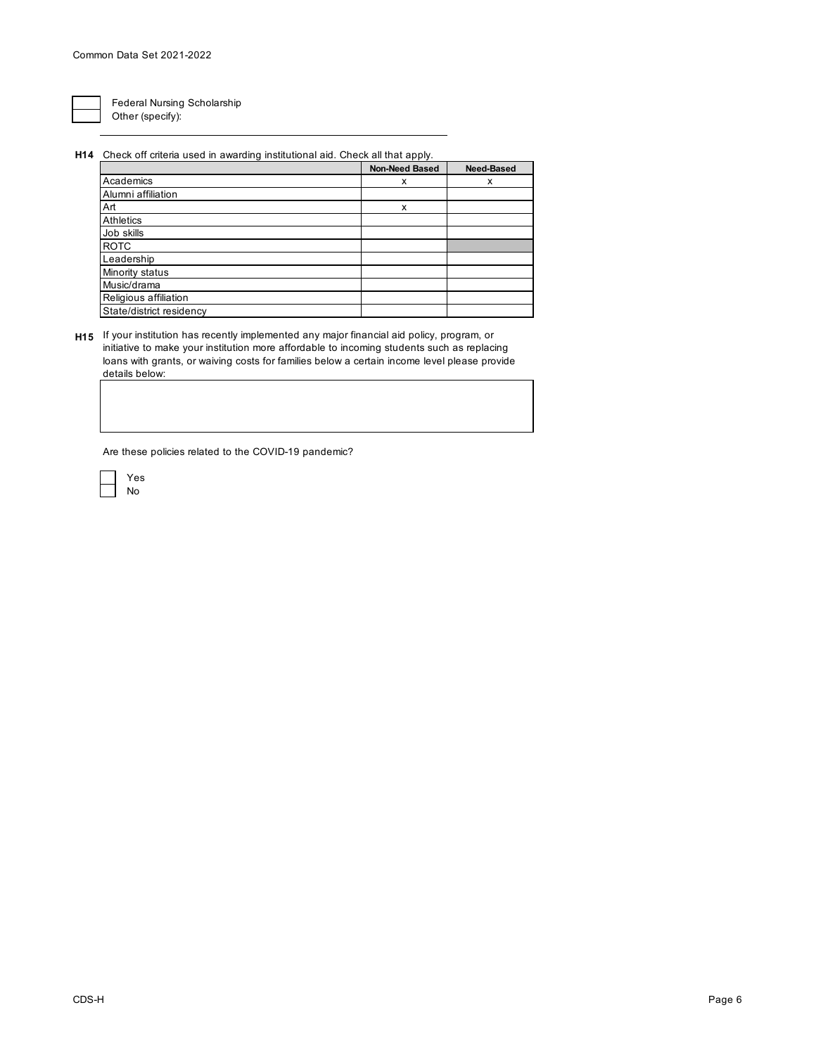- [ ] Federal Nursing Scholarship
- [ ] Other (specify):

**H14** Check off criteria used in awarding institutional aid. Check all that apply.

| | Non-Need Based | Need-Based |
|---|---|---|
| Academics | x | x |
| Alumni affiliation | | |
| Art | x | |
| Athletics | | |
| Job skills | | |
| ROTC | | |
| Leadership | | |
| Minority status | | |
| Music/drama | | |
| Religious affiliation | | |
| State/district residency | | |

**H15** If your institution has recently implemented any major financial aid policy, program, or initiative to make your institution more affordable to incoming students such as replacing loans with grants, or waiving costs for families below a certain income level please provide details below:

Are these policies related to the COVID-19 pandemic?

- [ ] Yes
- [ ] No